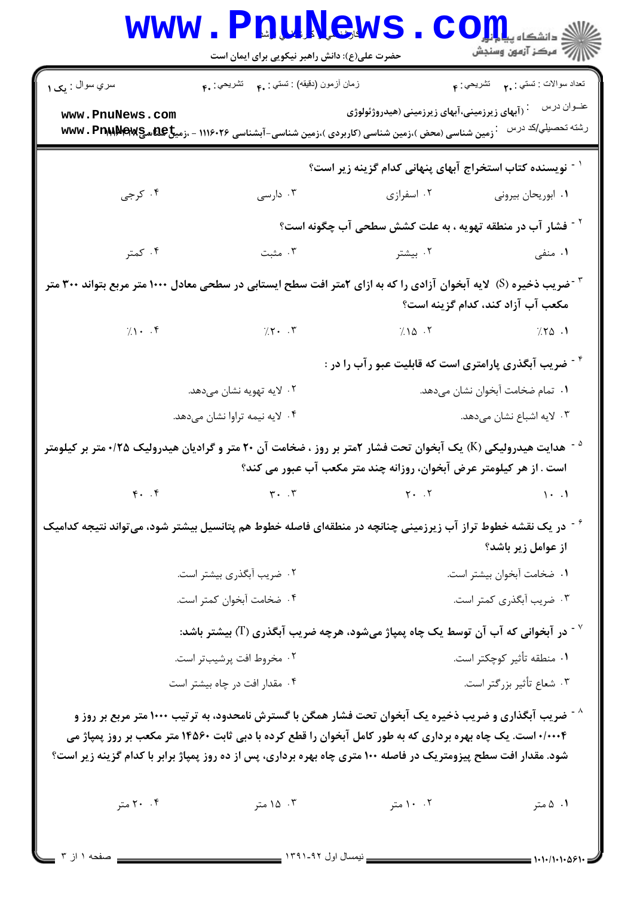حضرت علی(ع): دانش راهبر نیکویی برای ایمان است

| سري سوال : یک ۱ | زمان آزمون (دقیقه) : تستی : ۴۰ تشریحی : ۴۰ | تعداد سوالات : تستی : ۲۰ تشریحی : ۴ |
|---|---|---|

عنــوان درس : (آبهای زیرزمینی،آبهای زیرزمینی (هیدروژئولوژی

رشته تحصيلي/کد درس : زمین شناسی (محض )،زمین شناسی (کاربردی )،زمین شناسی-آبشناسی ۱۱۱۶۰۲۶ - ،زمین شناسی

۱- نویسنده کتاب استخراج آبهای پنهانی کدام گزینه زیر است؟

۱. ابوریحان بیرونی
۲. اسفرازی
۳. دارسی
۴. کرجی

۲- فشار آب در منطقه تهویه ، به علت کشش سطحی آب چگونه است؟

۱. منفی
۲. بیشتر
۳. مثبت
۴. کمتر

۳-ضریب ذخیره (S) لایه آبخوان آزادی را که به ازای ۲متر افت سطح ایستابی در سطحی معادل ۱۰۰۰ متر مربع بتواند ۳۰۰ متر مکعب آب آزاد کند، کدام گزینه است؟

۱. ٪۲۵
۲. ٪۱۵
۳. ٪۲۰
۴. ٪۱۰

۴- ضریب آبگذری پارامتری است که قابلیت عبو رآب را در :

۱. تمام ضخامت آبخوان نشان می‌دهد.
۲. لایه تهویه نشان می‌دهد.
۳. لایه اشباع نشان می‌دهد.
۴. لایه نیمه تراوا نشان می‌دهد.

۵- هدایت هیدرولیکی (K) یک آبخوان تحت فشار ۲متر بر روز ، ضخامت آن ۲۰ متر و گرادیان هیدرولیک ۰/۲۵ متر بر کیلومتر است . از هر کیلومتر عرض آبخوان، روزانه چند متر مکعب آب عبور می کند؟

۱. ۱۰
۲. ۲۰
۳. ۳۰
۴. ۴۰

۶- در یک نقشه خطوط تراز آب زیرزمینی چنانچه در منطقه‌ای فاصله خطوط هم پتانسیل بیشتر شود، می‌تواند نتیجه کدامیک از عوامل زیر باشد؟

۱. ضخامت آبخوان بیشتر است.
۲. ضریب آبگذری بیشتر است.
۳. ضریب آبگذری کمتر است.
۴. ضخامت آبخوان کمتر است.

۷- در آبخوانی که آب آن توسط یک چاه پمپاژ می‌شود، هرچه ضریب آبگذری (T) بیشتر باشد:

۱. منطقه تأثیر کوچکتر است.
۲. مخروط افت پرشیب‌تر است.
۳. شعاع تأثیر بزرگتر است.
۴. مقدار افت در چاه بیشتر است

۸- ضریب آبگذاری و ضریب ذخیره یک آبخوان تحت فشار همگن با گسترش نامحدود، به ترتیب ۱۰۰۰ متر مربع بر روز و ۰/۰۰۰۴ است. یک چاه بهره برداری که به طور کامل آبخوان را قطع کرده با دبی ثابت ۱۴۵۶۰ متر مکعب بر روز پمپاژ می شود. مقدار افت سطح پیزومتریک در فاصله ۱۰۰ متری چاه بهره برداری، پس از ده روز پمپاژ برابر با کدام گزینه زیر است؟

۱. ۵ متر
۲. ۱۰ متر
۳. ۱۵ متر
۴. ۲۰ متر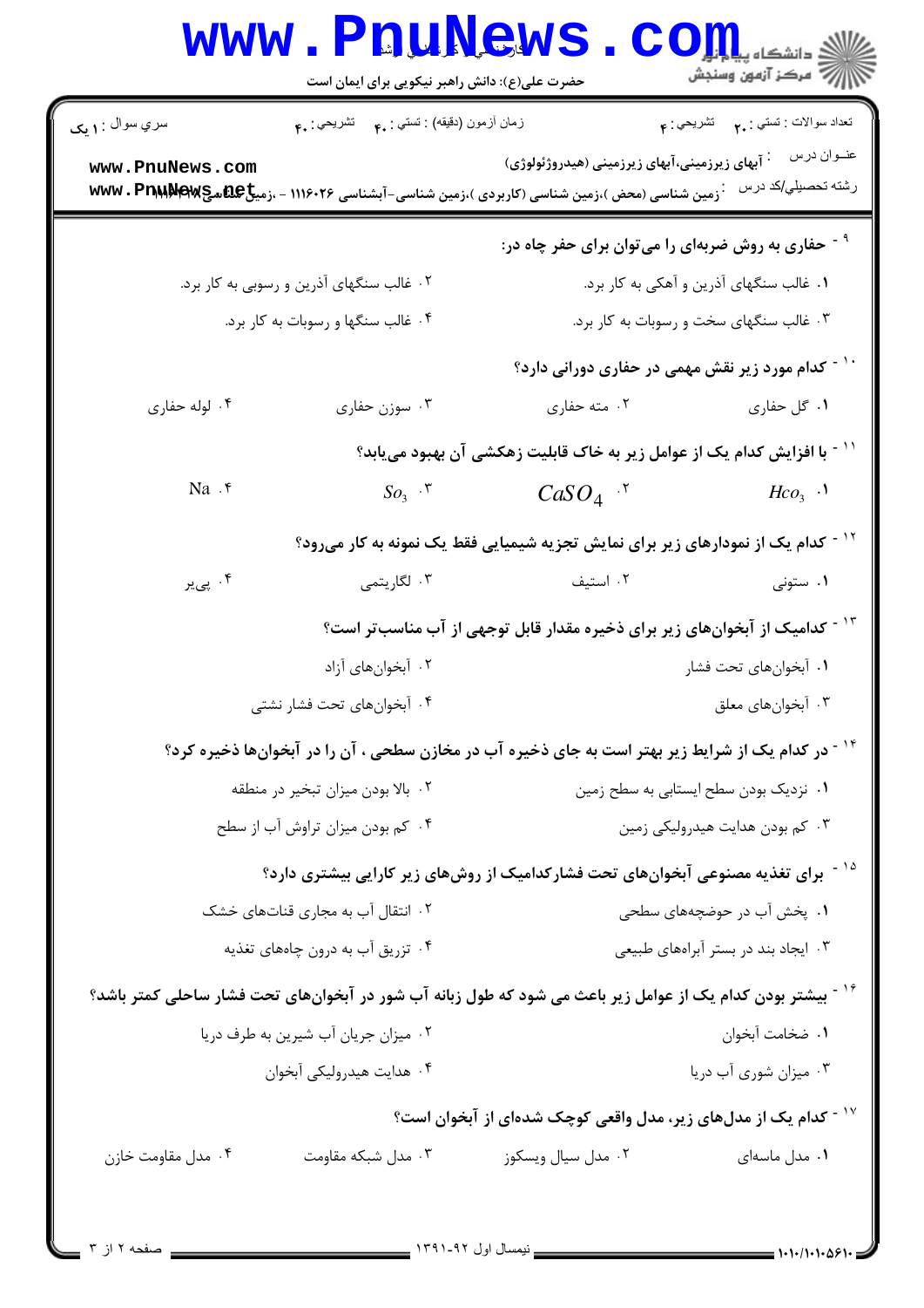۹- حفاری به روش ضربه‌ای را می‌توان برای حفر چاه در:

۱. غالب سنگهای آذرین و آهکی به کار برد.

۲. غالب سنگهای آذرین و رسوبی به کار برد.

۳. غالب سنگهای سخت و رسوبات به کار برد.

۴. غالب سنگها و رسوبات به کار برد.

۱۰- کدام مورد زیر نقش مهمی در حفاری دورانی دارد؟

۱. گل حفاری

۲. مته حفاری

۳. سوزن حفاری

۴. لوله حفاری

۱۱- با افزایش کدام یک از عوامل زیر به خاک قابلیت زهکشی آن بهبود می‌یابد؟

۱. $Hco_3$

۲. $CaSO_4$

۳. $So_3$

۴. Na

۱۲- کدام یک از نمودارهای زیر برای نمایش تجزیه شیمیایی فقط یک نمونه به کار می‌رود؟

۱. ستونی

۲. استیف

۳. لگاریتمی

۴. پی‌پر

۱۳- کدامیک از آبخوان‌های زیر برای ذخیره مقدار قابل توجهی از آب مناسب‌تر است؟

۱. آبخوان‌های تحت فشار

۲. آبخوان‌های آزاد

۳. آبخوان‌های معلق

۴. آبخوان‌های تحت فشار نشتی

۱۴- در کدام یک از شرایط زیر بهتر است به جای ذخیره آب در مخازن سطحی ، آن را در آبخوان‌ها ذخیره کرد؟

۱. نزدیک بودن سطح ایستابی به سطح زمین

۲. بالا بودن میزان تبخیر در منطقه

۳. کم بودن هدایت هیدرولیکی زمین

۴. کم بودن میزان تراوش آب از سطح

۱۵- برای تغذیه مصنوعی آبخوان‌های تحت فشارکدامیک از روش‌های زیر کارایی بیشتری دارد؟

۱. پخش آب در حوضچه‌های سطحی

۲. انتقال آب به مجاری قنات‌های خشک

۳. ایجاد بند در بستر آبراهه‌های طبیعی

۴. تزریق آب به درون چاه‌های تغذیه

۱۶- بیشتر بودن کدام یک از عوامل زیر باعث می شود که طول زبانه آب شور در آبخوان‌های تحت فشار ساحلی کمتر باشد؟

۱. ضخامت آبخوان

۲. میزان جریان آب شیرین به طرف دریا

۳. میزان شوری آب دریا

۴. هدایت هیدرولیکی آبخوان

۱۷- کدام یک از مدل‌های زیر، مدل واقعی کوچک شده‌ای از آبخوان است؟

۱. مدل ماسه‌ای

۲. مدل سیال ویسکوز

۳. مدل شبکه مقاومت

۴. مدل مقاومت خازن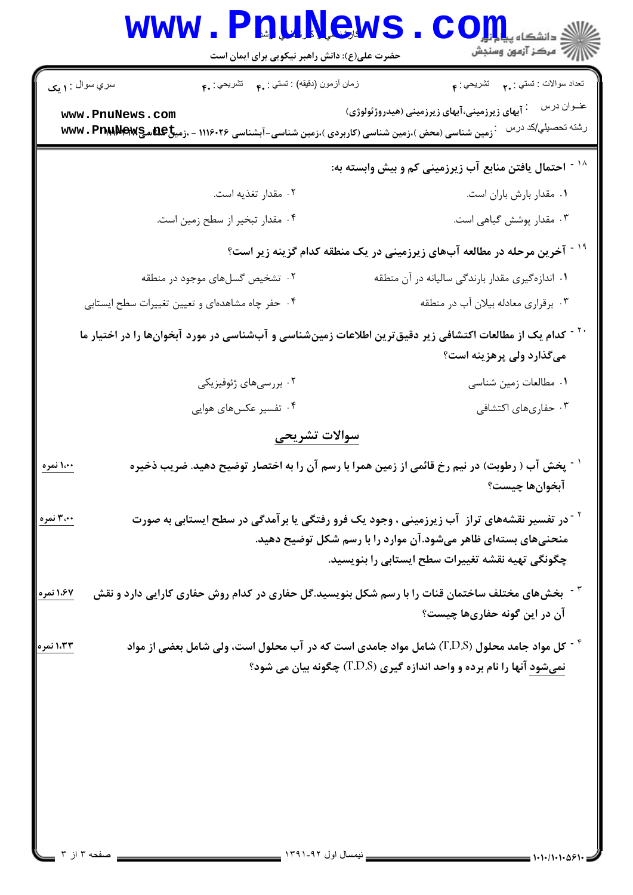۱۸ - احتمال یافتن منابع آب زیرزمینی کم و بیش وابسته به:

۱. مقدار بارش باران است.

۲. مقدار تغذیه است.

۳. مقدار پوشش گیاهی است.

۴. مقدار تبخیر از سطح زمین است.

۱۹ - آخرین مرحله در مطالعه آب‌های زیرزمینی در یک منطقه کدام گزینه زیر است؟

۱. اندازه‌گیری مقدار بارندگی سالیانه در آن منطقه

۲. تشخیص گسل‌های موجود در منطقه

۳. برقراری معادله بیلان آب در منطقه

۴. حفر چاه مشاهده‌ای و تعیین تغییرات سطح ایستابی

۲۰ - کدام یک از مطالعات اکتشافی زیر دقیق‌ترین اطلاعات زمین‌شناسی و آب‌شناسی در مورد آبخوان‌ها را در اختیار ما می‌گذارد ولی پرهزینه است؟

۱. مطالعات زمین شناسی

۲. بررسی‌های ژئوفیزیکی

۳. حفاری‌های اکتشافی

۴. تفسیر عکس‌های هوایی

## سوالات تشریحی

۱ - پخش آب ( رطوبت) در نیم رخ قائمی از زمین همرا با رسم آن را به اختصار توضیح دهید. ضریب ذخیره آبخوان‌ها چیست؟ (۱،۰۰ نمره)

۲ - در تفسیر نقشه‌های تراز آب زیرزمینی ، وجود یک فرو رفتگی یا برآمدگی در سطح ایستابی به صورت منحنی‌های بسته‌ای ظاهر می‌شود.آن موارد را با رسم شکل توضیح دهید.
چگونگی تهیه نقشه تغییرات سطح ایستابی را بنویسید. (۳،۰۰ نمره)

۳ - بخش‌های مختلف ساختمان قنات را با رسم شکل بنویسید.گل حفاری در کدام روش حفاری کارایی دارد و نقش آن در این گونه حفاری‌ها چیست؟ (۱،۶۷ نمره)

۴ - کل مواد جامد محلول (T.D.S) شامل مواد جامدی است که در آب محلول است، ولی شامل بعضی از مواد نمی‌شود آنها را نام برده و واحد اندازه گیری (T.D.S) چگونه بیان می شود؟ (۱،۳۳ نمره)